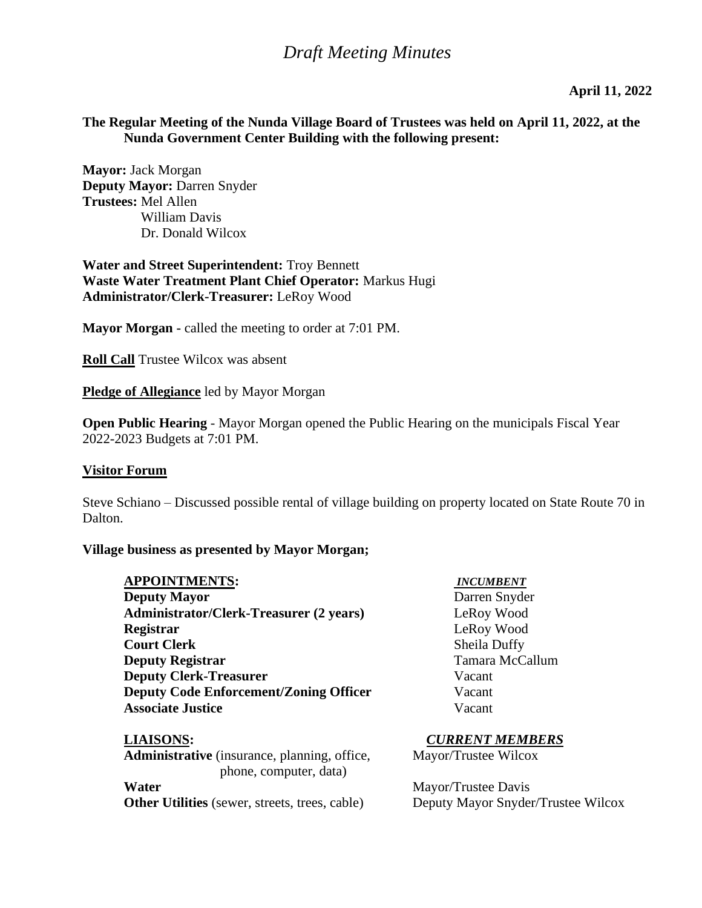# *Draft Meeting Minutes*

**April 11, 2022**

**The Regular Meeting of the Nunda Village Board of Trustees was held on April 11, 2022, at the Nunda Government Center Building with the following present:**

**Mayor:** Jack Morgan
**Deputy Mayor:** Darren Snyder
**Trustees:** Mel Allen
William Davis
Dr. Donald Wilcox

**Water and Street Superintendent:** Troy Bennett
**Waste Water Treatment Plant Chief Operator:** Markus Hugi
**Administrator/Clerk-Treasurer:** LeRoy Wood

**Mayor Morgan -** called the meeting to order at 7:01 PM.

**Roll Call** Trustee Wilcox was absent

**Pledge of Allegiance** led by Mayor Morgan

**Open Public Hearing** - Mayor Morgan opened the Public Hearing on the municipals Fiscal Year 2022-2023 Budgets at 7:01 PM.

**Visitor Forum**

Steve Schiano – Discussed possible rental of village building on property located on State Route 70 in Dalton.

**Village business as presented by Mayor Morgan;**

| **APPOINTMENTS:** | ***INCUMBENT*** |
|---|---|
| **Deputy Mayor** | Darren Snyder |
| **Administrator/Clerk-Treasurer (2 years)** | LeRoy Wood |
| **Registrar** | LeRoy Wood |
| **Court Clerk** | Sheila Duffy |
| **Deputy Registrar** | Tamara McCallum |
| **Deputy Clerk-Treasurer** | Vacant |
| **Deputy Code Enforcement/Zoning Officer** | Vacant |
| **Associate Justice** | Vacant |

| **LIAISONS:** | ***CURRENT MEMBERS*** |
|---|---|
| **Administrative** (insurance, planning, office, phone, computer, data) | Mayor/Trustee Wilcox |
| **Water** | Mayor/Trustee Davis |
| **Other Utilities** (sewer, streets, trees, cable) | Deputy Mayor Snyder/Trustee Wilcox |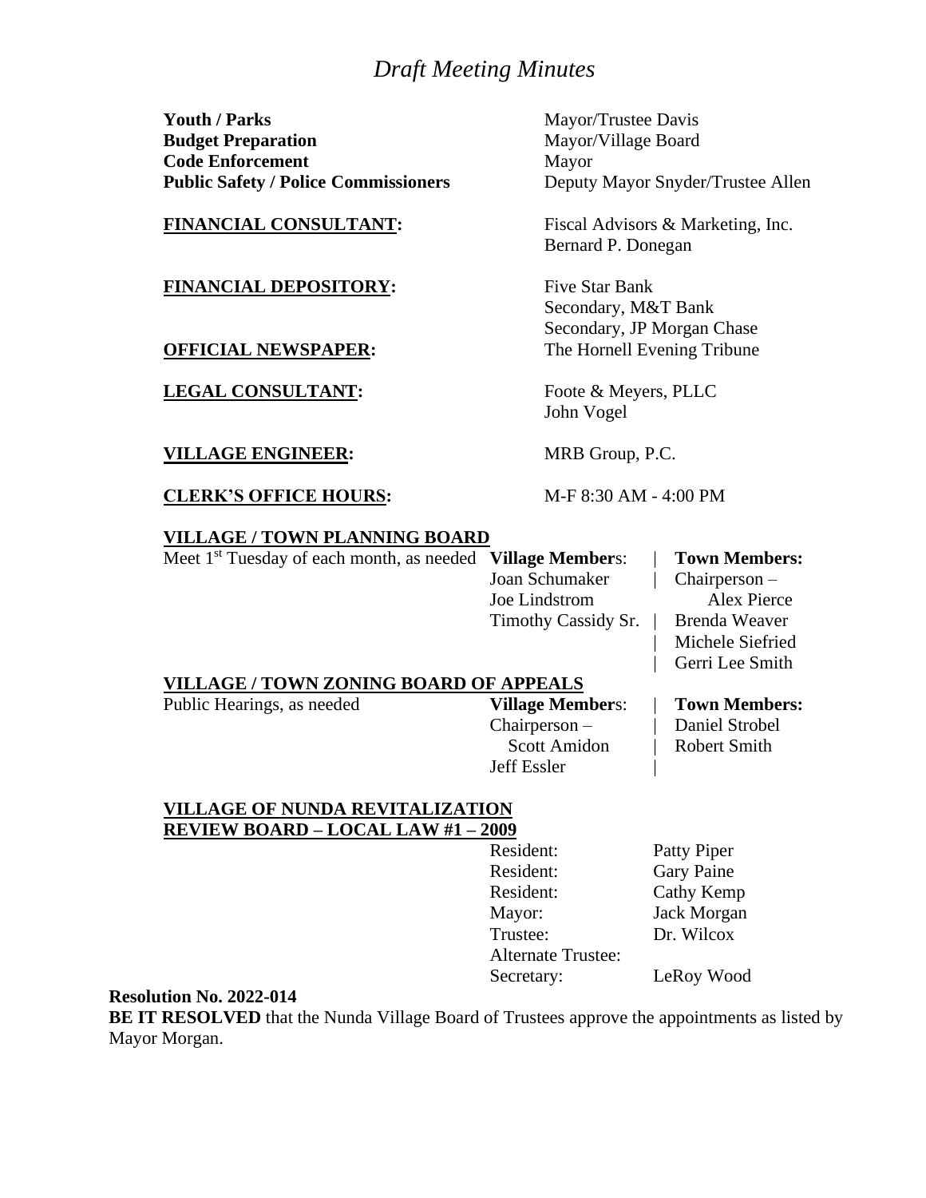*Draft Meeting Minutes*

| | |
|---|---|
| **Youth / Parks** | Mayor/Trustee Davis |
| **Budget Preparation** | Mayor/Village Board |
| **Code Enforcement** | Mayor |
| **Public Safety / Police Commissioners** | Deputy Mayor Snyder/Trustee Allen |

**FINANCIAL CONSULTANT:** Fiscal Advisors & Marketing, Inc.
Bernard P. Donegan

**FINANCIAL DEPOSITORY:** Five Star Bank
Secondary, M&T Bank
Secondary, JP Morgan Chase

**OFFICIAL NEWSPAPER:** The Hornell Evening Tribune

**LEGAL CONSULTANT:** Foote & Meyers, PLLC
John Vogel

**VILLAGE ENGINEER:** MRB Group, P.C.

**CLERK'S OFFICE HOURS:** M-F 8:30 AM - 4:00 PM

**VILLAGE / TOWN PLANNING BOARD**

| Meet 1st Tuesday of each month, as needed | **Village Members**: | **Town Members:** |
|---|---|---|
| | Joan Schumaker | Chairperson – Alex Pierce |
| | Joe Lindstrom | Brenda Weaver |
| | Timothy Cassidy Sr. | Michele Siefried |
| | | Gerri Lee Smith |

**VILLAGE / TOWN ZONING BOARD OF APPEALS**

| Public Hearings, as needed | **Village Members**: | **Town Members:** |
|---|---|---|
| | Chairperson – Scott Amidon | Daniel Strobel |
| | Jeff Essler | Robert Smith |

**VILLAGE OF NUNDA REVITALIZATION REVIEW BOARD – LOCAL LAW #1 – 2009**

| | |
|---|---|
| Resident: | Patty Piper |
| Resident: | Gary Paine |
| Resident: | Cathy Kemp |
| Mayor: | Jack Morgan |
| Trustee: | Dr. Wilcox |
| Alternate Trustee: | |
| Secretary: | LeRoy Wood |

**Resolution No. 2022-014**
**BE IT RESOLVED** that the Nunda Village Board of Trustees approve the appointments as listed by Mayor Morgan.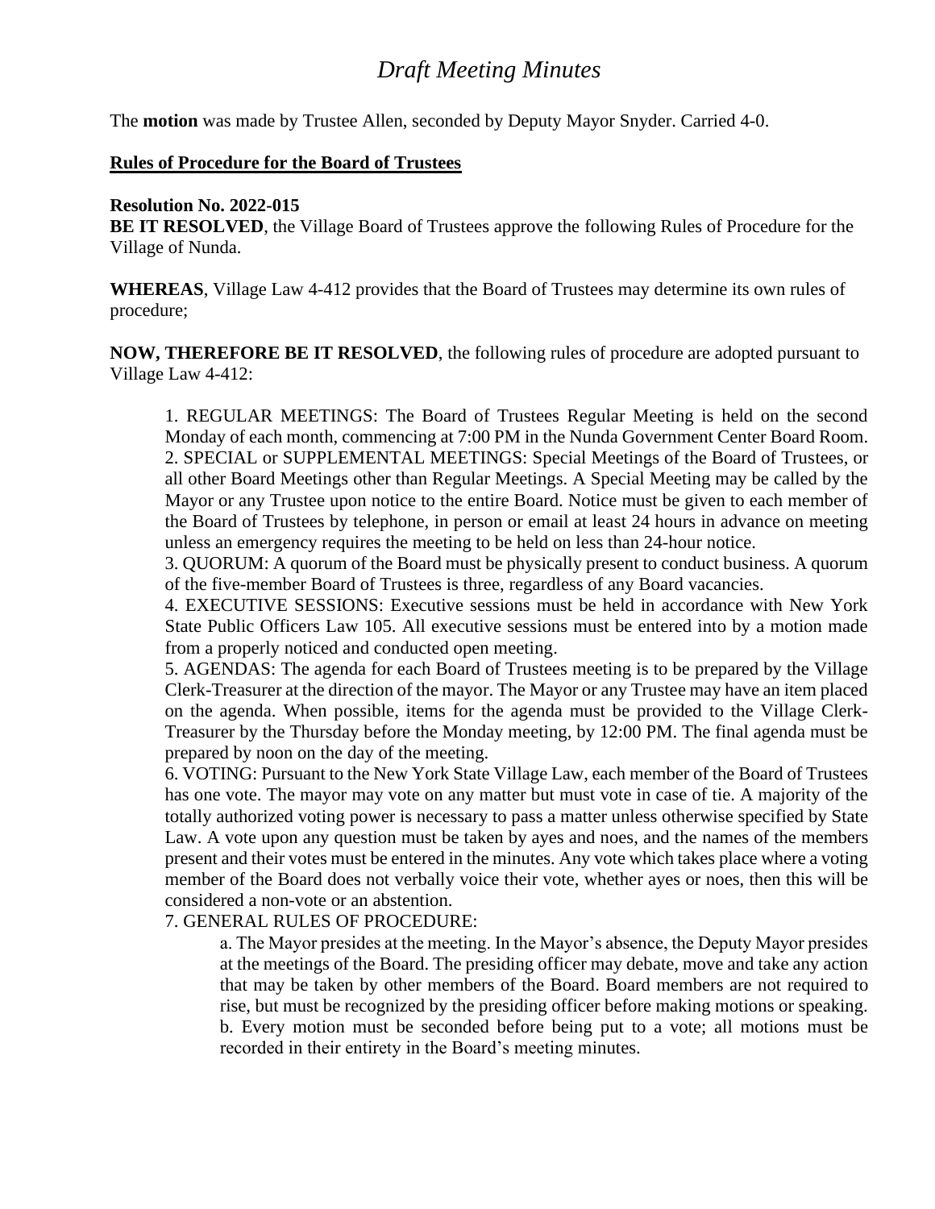The **motion** was made by Trustee Allen, seconded by Deputy Mayor Snyder. Carried 4-0.

**Rules of Procedure for the Board of Trustees**

**Resolution No. 2022-015**
**BE IT RESOLVED**, the Village Board of Trustees approve the following Rules of Procedure for the Village of Nunda.

**WHEREAS**, Village Law 4-412 provides that the Board of Trustees may determine its own rules of procedure;

**NOW, THEREFORE BE IT RESOLVED**, the following rules of procedure are adopted pursuant to Village Law 4-412:

1. REGULAR MEETINGS: The Board of Trustees Regular Meeting is held on the second Monday of each month, commencing at 7:00 PM in the Nunda Government Center Board Room.
2. SPECIAL or SUPPLEMENTAL MEETINGS: Special Meetings of the Board of Trustees, or all other Board Meetings other than Regular Meetings. A Special Meeting may be called by the Mayor or any Trustee upon notice to the entire Board. Notice must be given to each member of the Board of Trustees by telephone, in person or email at least 24 hours in advance on meeting unless an emergency requires the meeting to be held on less than 24-hour notice.
3. QUORUM: A quorum of the Board must be physically present to conduct business. A quorum of the five-member Board of Trustees is three, regardless of any Board vacancies.
4. EXECUTIVE SESSIONS: Executive sessions must be held in accordance with New York State Public Officers Law 105. All executive sessions must be entered into by a motion made from a properly noticed and conducted open meeting.
5. AGENDAS: The agenda for each Board of Trustees meeting is to be prepared by the Village Clerk-Treasurer at the direction of the mayor. The Mayor or any Trustee may have an item placed on the agenda. When possible, items for the agenda must be provided to the Village Clerk-Treasurer by the Thursday before the Monday meeting, by 12:00 PM. The final agenda must be prepared by noon on the day of the meeting.
6. VOTING: Pursuant to the New York State Village Law, each member of the Board of Trustees has one vote. The mayor may vote on any matter but must vote in case of tie. A majority of the totally authorized voting power is necessary to pass a matter unless otherwise specified by State Law. A vote upon any question must be taken by ayes and noes, and the names of the members present and their votes must be entered in the minutes. Any vote which takes place where a voting member of the Board does not verbally voice their vote, whether ayes or noes, then this will be considered a non-vote or an abstention.
7. GENERAL RULES OF PROCEDURE:
    a. The Mayor presides at the meeting. In the Mayor's absence, the Deputy Mayor presides at the meetings of the Board. The presiding officer may debate, move and take any action that may be taken by other members of the Board. Board members are not required to rise, but must be recognized by the presiding officer before making motions or speaking.
    b. Every motion must be seconded before being put to a vote; all motions must be recorded in their entirety in the Board's meeting minutes.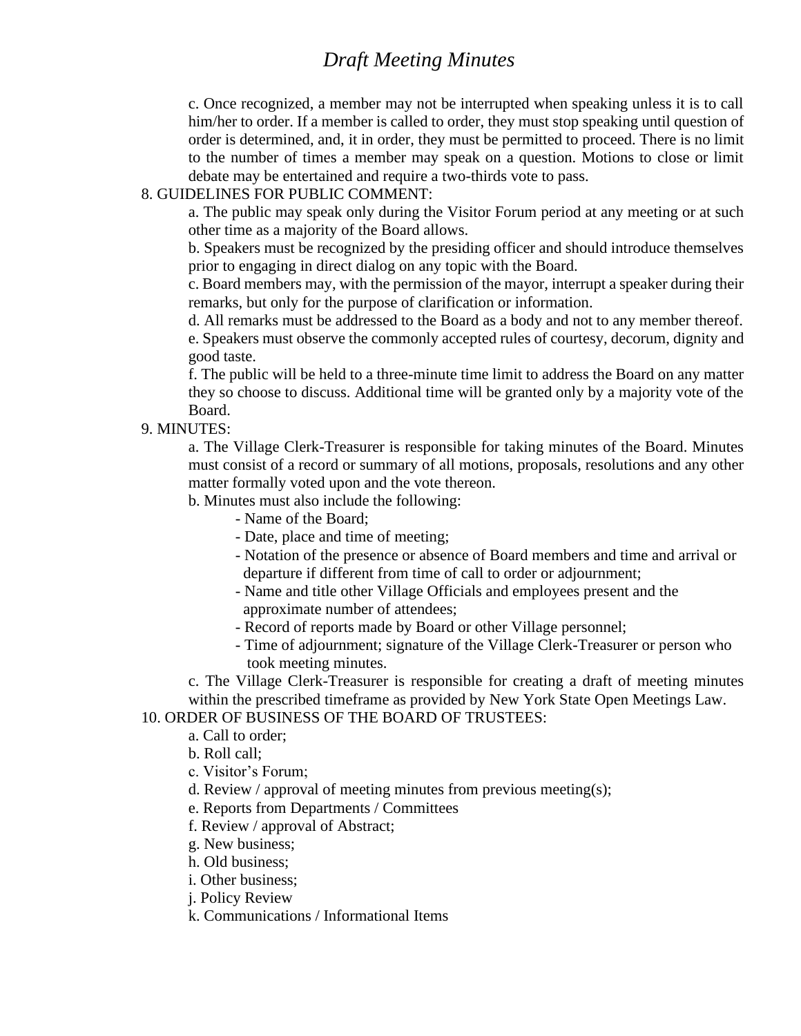c. Once recognized, a member may not be interrupted when speaking unless it is to call him/her to order. If a member is called to order, they must stop speaking until question of order is determined, and, it in order, they must be permitted to proceed. There is no limit to the number of times a member may speak on a question. Motions to close or limit debate may be entertained and require a two-thirds vote to pass.

8. GUIDELINES FOR PUBLIC COMMENT:

a. The public may speak only during the Visitor Forum period at any meeting or at such other time as a majority of the Board allows.

b. Speakers must be recognized by the presiding officer and should introduce themselves prior to engaging in direct dialog on any topic with the Board.

c. Board members may, with the permission of the mayor, interrupt a speaker during their remarks, but only for the purpose of clarification or information.

d. All remarks must be addressed to the Board as a body and not to any member thereof.

e. Speakers must observe the commonly accepted rules of courtesy, decorum, dignity and good taste.

f. The public will be held to a three-minute time limit to address the Board on any matter they so choose to discuss. Additional time will be granted only by a majority vote of the Board.

9. MINUTES:

a. The Village Clerk-Treasurer is responsible for taking minutes of the Board. Minutes must consist of a record or summary of all motions, proposals, resolutions and any other matter formally voted upon and the vote thereon.

b. Minutes must also include the following:

- Name of the Board;
- Date, place and time of meeting;
- Notation of the presence or absence of Board members and time and arrival or departure if different from time of call to order or adjournment;
- Name and title other Village Officials and employees present and the approximate number of attendees;
- Record of reports made by Board or other Village personnel;
- Time of adjournment; signature of the Village Clerk-Treasurer or person who took meeting minutes.

c. The Village Clerk-Treasurer is responsible for creating a draft of meeting minutes within the prescribed timeframe as provided by New York State Open Meetings Law.

10. ORDER OF BUSINESS OF THE BOARD OF TRUSTEES:

a. Call to order;

b. Roll call;

c. Visitor's Forum;

d. Review / approval of meeting minutes from previous meeting(s);

e. Reports from Departments / Committees

f. Review / approval of Abstract;

g. New business;

h. Old business;

i. Other business;

j. Policy Review

k. Communications / Informational Items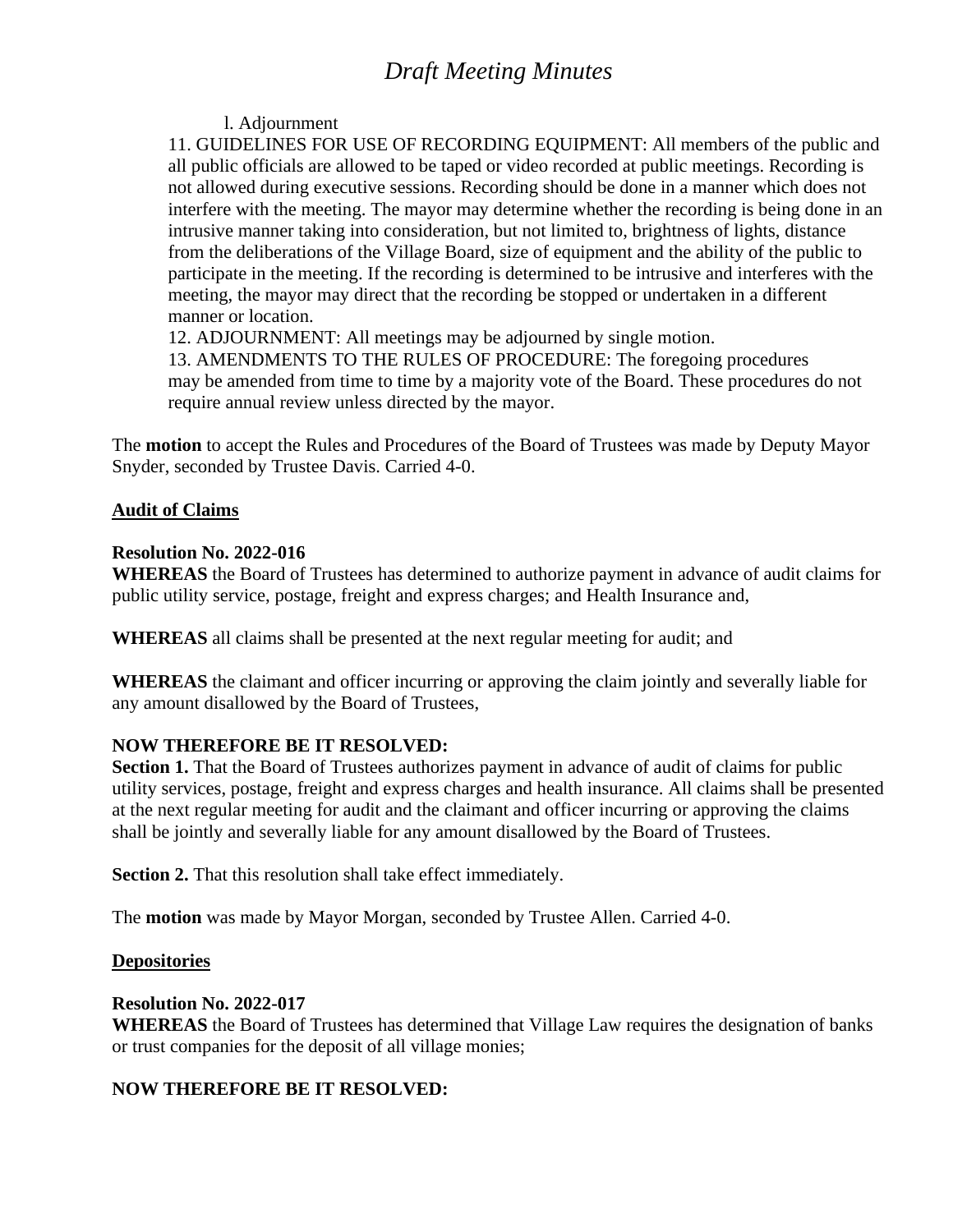l. Adjournment

11. GUIDELINES FOR USE OF RECORDING EQUIPMENT: All members of the public and all public officials are allowed to be taped or video recorded at public meetings. Recording is not allowed during executive sessions. Recording should be done in a manner which does not interfere with the meeting. The mayor may determine whether the recording is being done in an intrusive manner taking into consideration, but not limited to, brightness of lights, distance from the deliberations of the Village Board, size of equipment and the ability of the public to participate in the meeting. If the recording is determined to be intrusive and interferes with the meeting, the mayor may direct that the recording be stopped or undertaken in a different manner or location.

12. ADJOURNMENT: All meetings may be adjourned by single motion.

13. AMENDMENTS TO THE RULES OF PROCEDURE: The foregoing procedures may be amended from time to time by a majority vote of the Board. These procedures do not require annual review unless directed by the mayor.

The **motion** to accept the Rules and Procedures of the Board of Trustees was made by Deputy Mayor Snyder, seconded by Trustee Davis. Carried 4-0.

**Audit of Claims**

**Resolution No. 2022-016**
**WHEREAS** the Board of Trustees has determined to authorize payment in advance of audit claims for public utility service, postage, freight and express charges; and Health Insurance and,

**WHEREAS** all claims shall be presented at the next regular meeting for audit; and

**WHEREAS** the claimant and officer incurring or approving the claim jointly and severally liable for any amount disallowed by the Board of Trustees,

**NOW THEREFORE BE IT RESOLVED:**
**Section 1.** That the Board of Trustees authorizes payment in advance of audit of claims for public utility services, postage, freight and express charges and health insurance. All claims shall be presented at the next regular meeting for audit and the claimant and officer incurring or approving the claims shall be jointly and severally liable for any amount disallowed by the Board of Trustees.

**Section 2.** That this resolution shall take effect immediately.

The **motion** was made by Mayor Morgan, seconded by Trustee Allen. Carried 4-0.

**Depositories**

**Resolution No. 2022-017**
**WHEREAS** the Board of Trustees has determined that Village Law requires the designation of banks or trust companies for the deposit of all village monies;

**NOW THEREFORE BE IT RESOLVED:**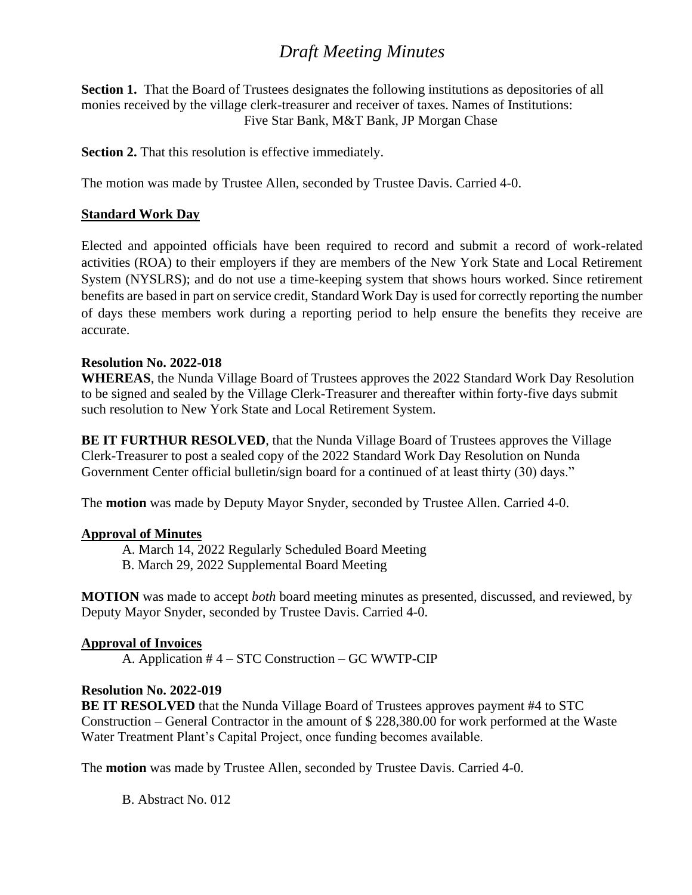**Section 1.** That the Board of Trustees designates the following institutions as depositories of all monies received by the village clerk-treasurer and receiver of taxes. Names of Institutions:

Five Star Bank, M&T Bank, JP Morgan Chase

**Section 2.** That this resolution is effective immediately.

The motion was made by Trustee Allen, seconded by Trustee Davis. Carried 4-0.

**Standard Work Day**

Elected and appointed officials have been required to record and submit a record of work-related activities (ROA) to their employers if they are members of the New York State and Local Retirement System (NYSLRS); and do not use a time-keeping system that shows hours worked. Since retirement benefits are based in part on service credit, Standard Work Day is used for correctly reporting the number of days these members work during a reporting period to help ensure the benefits they receive are accurate.

**Resolution No. 2022-018**

**WHEREAS**, the Nunda Village Board of Trustees approves the 2022 Standard Work Day Resolution to be signed and sealed by the Village Clerk-Treasurer and thereafter within forty-five days submit such resolution to New York State and Local Retirement System.

**BE IT FURTHUR RESOLVED**, that the Nunda Village Board of Trustees approves the Village Clerk-Treasurer to post a sealed copy of the 2022 Standard Work Day Resolution on Nunda Government Center official bulletin/sign board for a continued of at least thirty (30) days."

The **motion** was made by Deputy Mayor Snyder, seconded by Trustee Allen. Carried 4-0.

**Approval of Minutes**

A. March 14, 2022 Regularly Scheduled Board Meeting
B. March 29, 2022 Supplemental Board Meeting

**MOTION** was made to accept *both* board meeting minutes as presented, discussed, and reviewed, by Deputy Mayor Snyder, seconded by Trustee Davis. Carried 4-0.

**Approval of Invoices**

A. Application # 4 – STC Construction – GC WWTP-CIP

**Resolution No. 2022-019**

**BE IT RESOLVED** that the Nunda Village Board of Trustees approves payment #4 to STC Construction – General Contractor in the amount of $ 228,380.00 for work performed at the Waste Water Treatment Plant's Capital Project, once funding becomes available.

The **motion** was made by Trustee Allen, seconded by Trustee Davis. Carried 4-0.

B. Abstract No. 012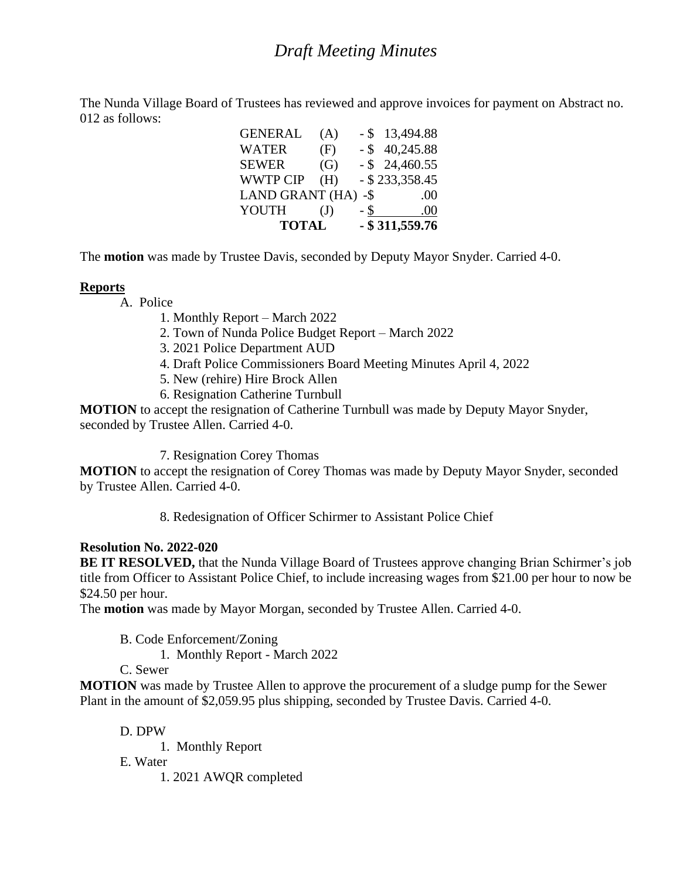# *Draft Meeting Minutes*

The Nunda Village Board of Trustees has reviewed and approve invoices for payment on Abstract no. 012 as follows:

| | | |
|---|---|---|
| GENERAL | (A) | - $ 13,494.88 |
| WATER | (F) | - $ 40,245.88 |
| SEWER | (G) | - $ 24,460.55 |
| WWTP CIP | (H) | - $ 233,358.45 |
| LAND GRANT | (HA) | -$ .00 |
| YOUTH | (J) | - $ .00 |
| **TOTAL** | | **- $ 311,559.76** |

The **motion** was made by Trustee Davis, seconded by Deputy Mayor Snyder. Carried 4-0.

**Reports**

A. Police

1. Monthly Report – March 2022
2. Town of Nunda Police Budget Report – March 2022
3. 2021 Police Department AUD
4. Draft Police Commissioners Board Meeting Minutes April 4, 2022
5. New (rehire) Hire Brock Allen
6. Resignation Catherine Turnbull

**MOTION** to accept the resignation of Catherine Turnbull was made by Deputy Mayor Snyder, seconded by Trustee Allen. Carried 4-0.

7. Resignation Corey Thomas

**MOTION** to accept the resignation of Corey Thomas was made by Deputy Mayor Snyder, seconded by Trustee Allen. Carried 4-0.

8. Redesignation of Officer Schirmer to Assistant Police Chief

**Resolution No. 2022-020**

**BE IT RESOLVED,** that the Nunda Village Board of Trustees approve changing Brian Schirmer's job title from Officer to Assistant Police Chief, to include increasing wages from $21.00 per hour to now be $24.50 per hour.

The **motion** was made by Mayor Morgan, seconded by Trustee Allen. Carried 4-0.

B. Code Enforcement/Zoning

1. Monthly Report - March 2022

C. Sewer

**MOTION** was made by Trustee Allen to approve the procurement of a sludge pump for the Sewer Plant in the amount of $2,059.95 plus shipping, seconded by Trustee Davis. Carried 4-0.

D. DPW

1. Monthly Report

E. Water

1. 2021 AWQR completed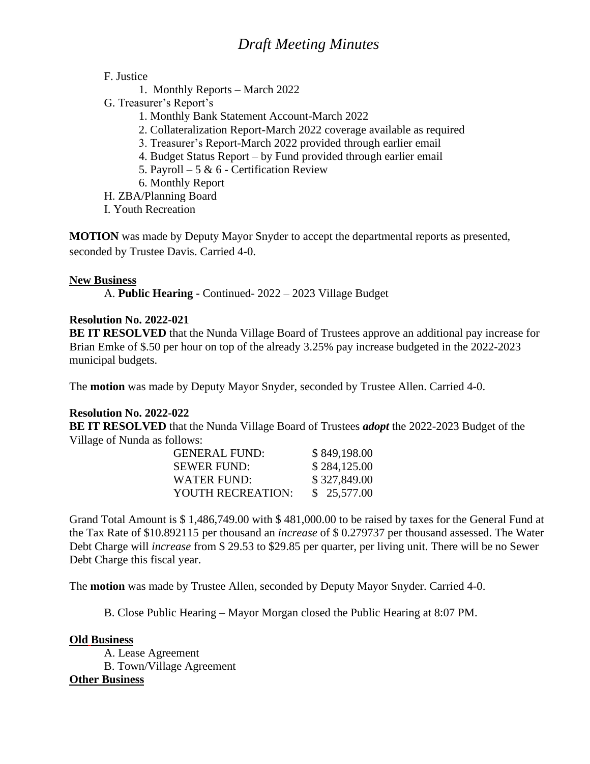F. Justice

1. Monthly Reports – March 2022

G. Treasurer's Report's

1. Monthly Bank Statement Account-March 2022
2. Collateralization Report-March 2022 coverage available as required
3. Treasurer's Report-March 2022 provided through earlier email
4. Budget Status Report – by Fund provided through earlier email
5. Payroll – 5 & 6 - Certification Review
6. Monthly Report

H. ZBA/Planning Board

I. Youth Recreation

**MOTION** was made by Deputy Mayor Snyder to accept the departmental reports as presented, seconded by Trustee Davis. Carried 4-0.

**New Business**

A. **Public Hearing -** Continued- 2022 – 2023 Village Budget

**Resolution No. 2022-021**

**BE IT RESOLVED** that the Nunda Village Board of Trustees approve an additional pay increase for Brian Emke of $.50 per hour on top of the already 3.25% pay increase budgeted in the 2022-2023 municipal budgets.

The **motion** was made by Deputy Mayor Snyder, seconded by Trustee Allen. Carried 4-0.

**Resolution No. 2022-022**

**BE IT RESOLVED** that the Nunda Village Board of Trustees ***adopt*** the 2022-2023 Budget of the Village of Nunda as follows:

| | |
|---|---|
| GENERAL FUND: | $ 849,198.00 |
| SEWER FUND: | $ 284,125.00 |
| WATER FUND: | $ 327,849.00 |
| YOUTH RECREATION: | $ 25,577.00 |

Grand Total Amount is $ 1,486,749.00 with $ 481,000.00 to be raised by taxes for the General Fund at the Tax Rate of $10.892115 per thousand an *increase* of $ 0.279737 per thousand assessed. The Water Debt Charge will *increase* from $ 29.53 to $29.85 per quarter, per living unit. There will be no Sewer Debt Charge this fiscal year.

The **motion** was made by Trustee Allen, seconded by Deputy Mayor Snyder. Carried 4-0.

B. Close Public Hearing – Mayor Morgan closed the Public Hearing at 8:07 PM.

**Old Business**

A. Lease Agreement

B. Town/Village Agreement

**Other Business**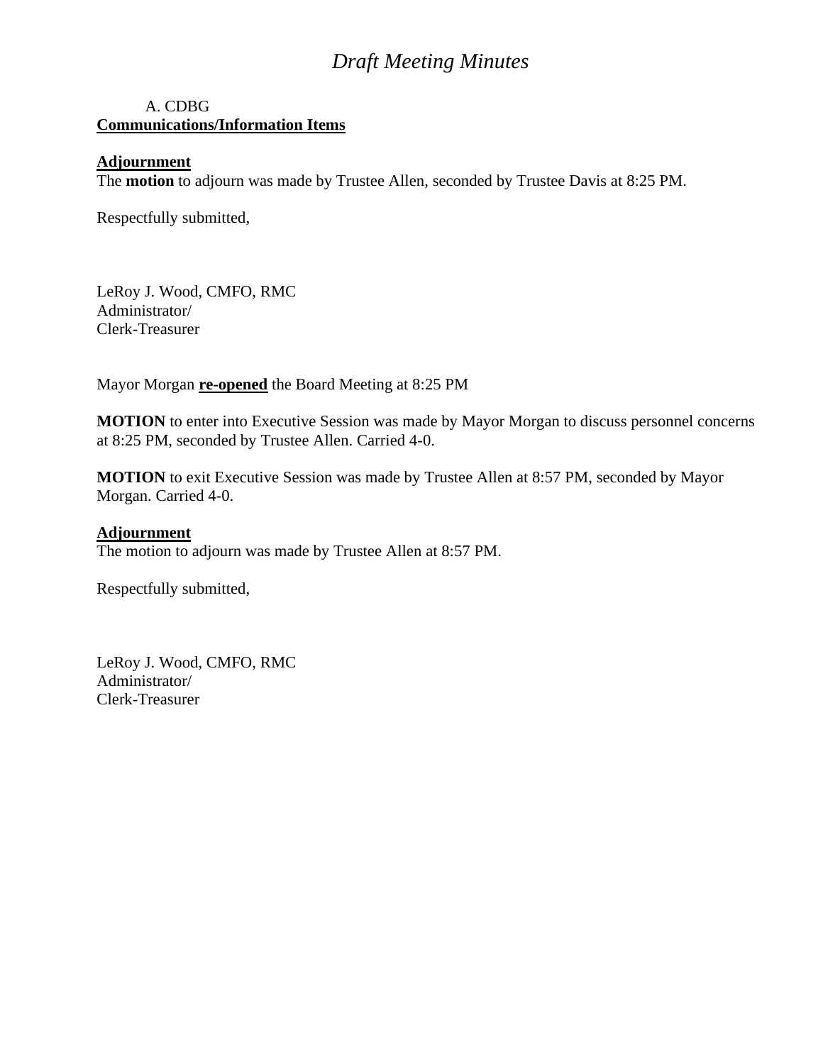*Draft Meeting Minutes*

A. CDBG

**Communications/Information Items**

**Adjournment**

The **motion** to adjourn was made by Trustee Allen, seconded by Trustee Davis at 8:25 PM.

Respectfully submitted,

LeRoy J. Wood, CMFO, RMC
Administrator/
Clerk-Treasurer

Mayor Morgan **re-opened** the Board Meeting at 8:25 PM

**MOTION** to enter into Executive Session was made by Mayor Morgan to discuss personnel concerns at 8:25 PM, seconded by Trustee Allen. Carried 4-0.

**MOTION** to exit Executive Session was made by Trustee Allen at 8:57 PM, seconded by Mayor Morgan. Carried 4-0.

**Adjournment**

The motion to adjourn was made by Trustee Allen at 8:57 PM.

Respectfully submitted,

LeRoy J. Wood, CMFO, RMC
Administrator/
Clerk-Treasurer